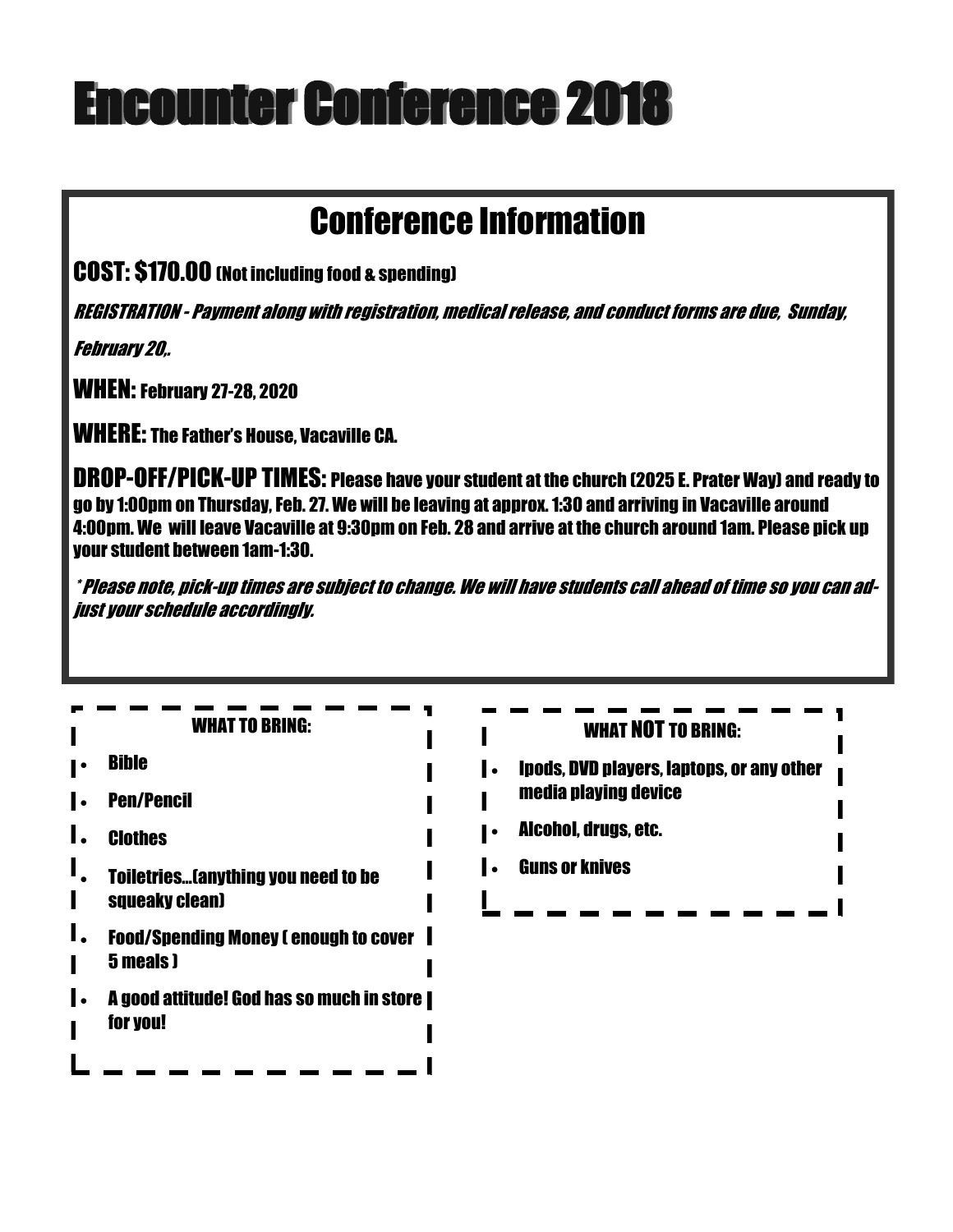# Encounter Conference 2018

## Conference Information

**COST: $170.00** (Not including food & spending)

***REGISTRATION - Payment along with registration, medical release, and conduct forms are due, Sunday, February 20,.***

**WHEN:** February 27-28, 2020

**WHERE:** The Father's House, Vacaville CA.

**DROP-OFF/PICK-UP TIMES:** Please have your student at the church (2025 E. Prater Way) and ready to go by 1:00pm on Thursday, Feb. 27. We will be leaving at approx. 1:30 and arriving in Vacaville around 4:00pm. We will leave Vacaville at 9:30pm on Feb. 28 and arrive at the church around 1am. Please pick up your student between 1am-1:30.

****Please note, pick-up times are subject to change. We will have students call ahead of time so you can adjust your schedule accordingly.***

### WHAT TO BRING:

- Bible
- Pen/Pencil
- Clothes
- Toiletries...(anything you need to be squeaky clean)
- Food/Spending Money ( enough to cover 5 meals )
- A good attitude! God has so much in store for you!

### WHAT NOT TO BRING:

- Ipods, DVD players, laptops, or any other media playing device
- Alcohol, drugs, etc.
- Guns or knives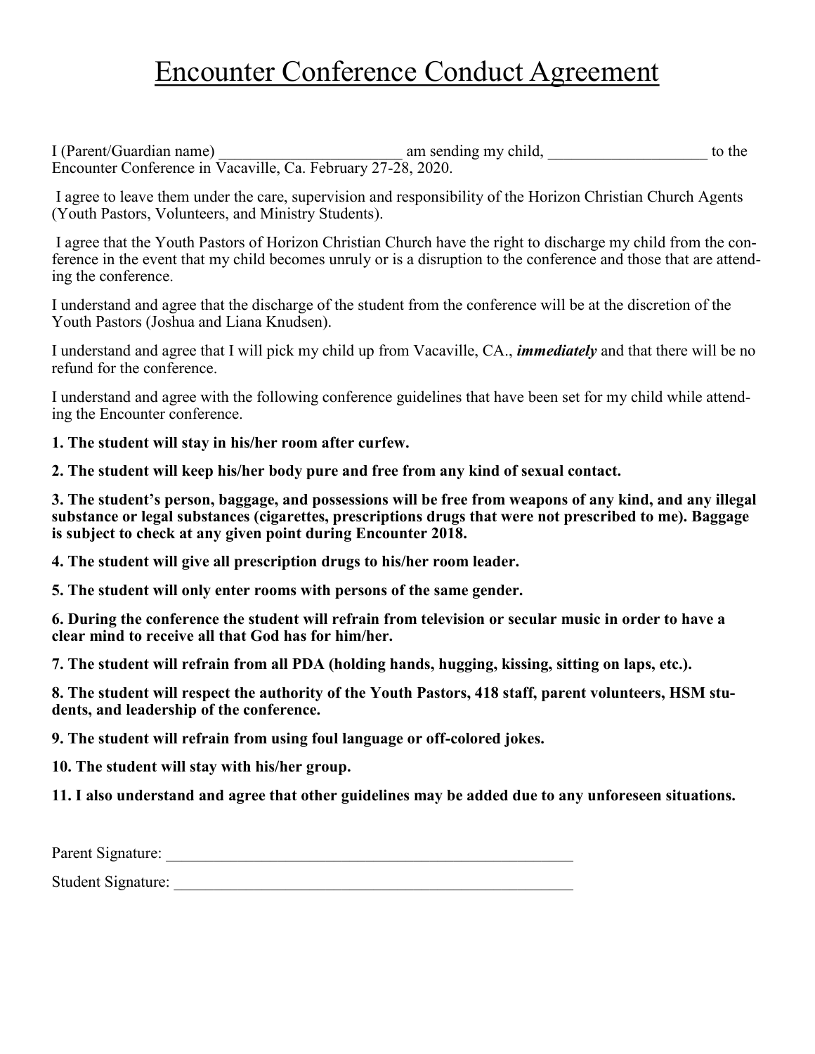# Encounter Conference Conduct Agreement

I (Parent/Guardian name) _______________________ am sending my child, ____________________ to the Encounter Conference in Vacaville, Ca. February 27-28, 2020.

I agree to leave them under the care, supervision and responsibility of the Horizon Christian Church Agents (Youth Pastors, Volunteers, and Ministry Students).

I agree that the Youth Pastors of Horizon Christian Church have the right to discharge my child from the conference in the event that my child becomes unruly or is a disruption to the conference and those that are attending the conference.

I understand and agree that the discharge of the student from the conference will be at the discretion of the Youth Pastors (Joshua and Liana Knudsen).

I understand and agree that I will pick my child up from Vacaville, CA., ***immediately*** and that there will be no refund for the conference.

I understand and agree with the following conference guidelines that have been set for my child while attending the Encounter conference.

**1. The student will stay in his/her room after curfew.**

**2. The student will keep his/her body pure and free from any kind of sexual contact.**

**3. The student's person, baggage, and possessions will be free from weapons of any kind, and any illegal substance or legal substances (cigarettes, prescriptions drugs that were not prescribed to me). Baggage is subject to check at any given point during Encounter 2018.**

**4. The student will give all prescription drugs to his/her room leader.**

**5. The student will only enter rooms with persons of the same gender.**

**6. During the conference the student will refrain from television or secular music in order to have a clear mind to receive all that God has for him/her.**

**7. The student will refrain from all PDA (holding hands, hugging, kissing, sitting on laps, etc.).**

**8. The student will respect the authority of the Youth Pastors, 418 staff, parent volunteers, HSM students, and leadership of the conference.**

**9. The student will refrain from using foul language or off-colored jokes.**

**10. The student will stay with his/her group.**

**11. I also understand and agree that other guidelines may be added due to any unforeseen situations.**

Parent Signature: ______________________________________________________

Student Signature: _____________________________________________________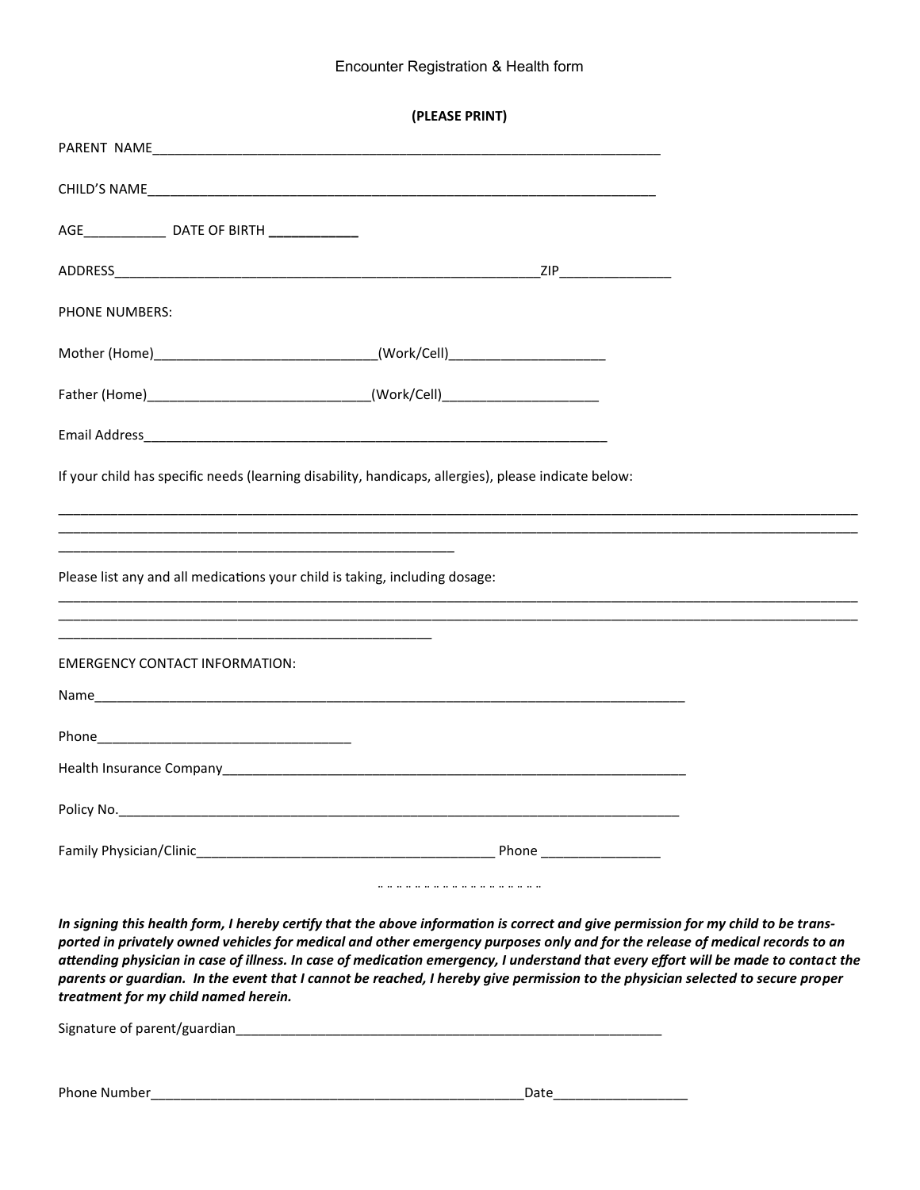# Encounter Registration & Health form

**(PLEASE PRINT)**

PARENT NAME_______________________________________________________________________

CHILD'S NAME______________________________________________________________________

AGE___________ DATE OF BIRTH ___________

ADDRESS___________________________________________________________ZIP______________

PHONE NUMBERS:

Mother (Home)______________________________(Work/Cell)_____________________

Father (Home)______________________________(Work/Cell)_____________________

Email Address_________________________________________________________________

If your child has specific needs (learning disability, handicaps, allergies), please indicate below:

_______________________________________________________________________________________________________________

_______________________________________________________________________________________________________________

_____________________________________________________

Please list any and all medications your child is taking, including dosage:

_______________________________________________________________________________________________________________

_______________________________________________________________________________________________________________

__________________________________________________

EMERGENCY CONTACT INFORMATION:

Name________________________________________________________________________________

Phone__________________________________

Health Insurance Company_________________________________________________________________

Policy No.______________________________________________________________________________

Family Physician/Clinic________________________________________ Phone ________________

***In signing this health form, I hereby certify that the above information is correct and give permission for my child to be transported in privately owned vehicles for medical and other emergency purposes only and for the release of medical records to an attending physician in case of illness. In case of medication emergency, I understand that every effort will be made to contact the parents or guardian. In the event that I cannot be reached, I hereby give permission to the physician selected to secure proper treatment for my child named herein.***

Signature of parent/guardian___________________________________________________________

Phone Number__________________________________________________Date__________________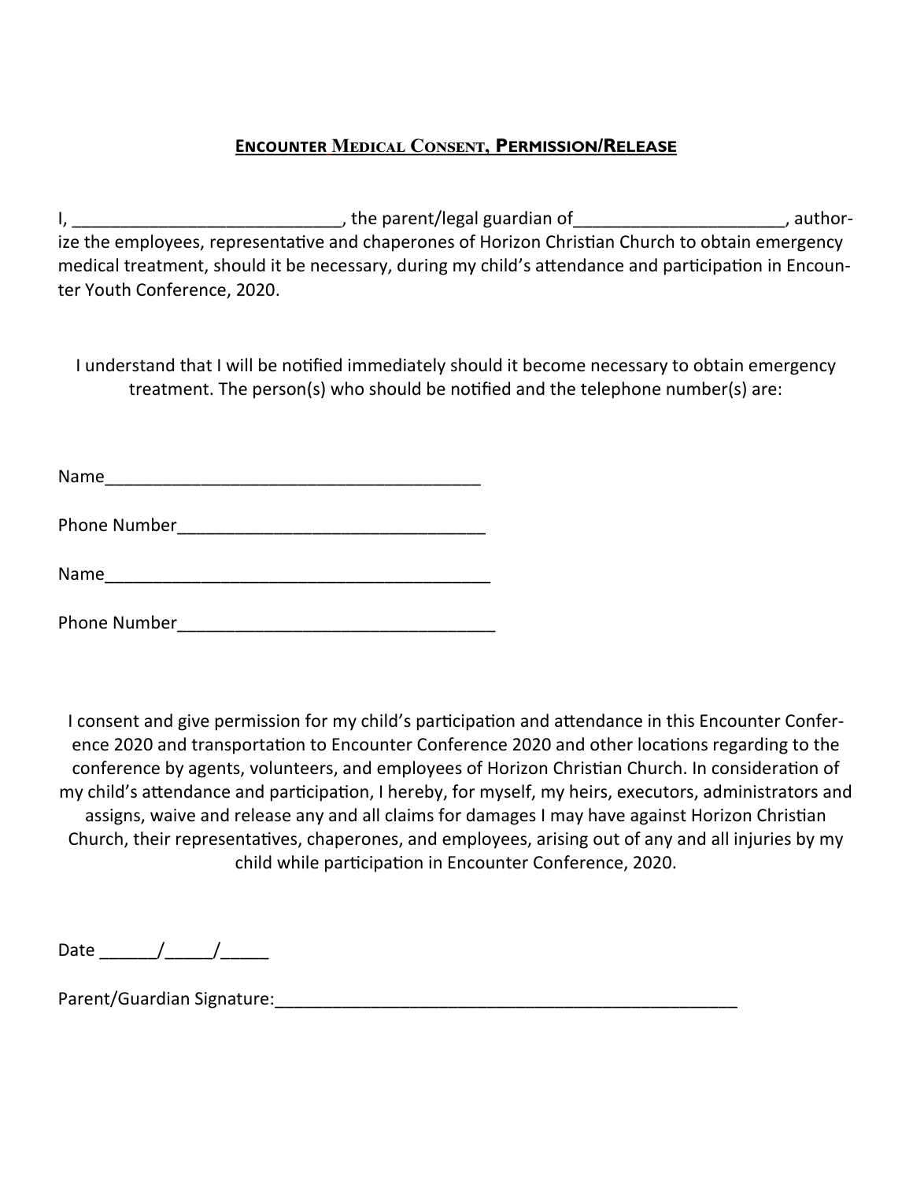## ENCOUNTER MEDICAL CONSENT, PERMISSION/RELEASE

I, ____________________________, the parent/legal guardian of______________________, authorize the employees, representative and chaperones of Horizon Christian Church to obtain emergency medical treatment, should it be necessary, during my child's attendance and participation in Encounter Youth Conference, 2020.

I understand that I will be notified immediately should it become necessary to obtain emergency treatment. The person(s) who should be notified and the telephone number(s) are:

Name________________________________________

Phone Number________________________________

Name_________________________________________

Phone Number__________________________________

I consent and give permission for my child's participation and attendance in this Encounter Conference 2020 and transportation to Encounter Conference 2020 and other locations regarding to the conference by agents, volunteers, and employees of Horizon Christian Church. In consideration of my child's attendance and participation, I hereby, for myself, my heirs, executors, administrators and assigns, waive and release any and all claims for damages I may have against Horizon Christian Church, their representatives, chaperones, and employees, arising out of any and all injuries by my child while participation in Encounter Conference, 2020.

Date ______/_____/_____

Parent/Guardian Signature:____________________________________________________